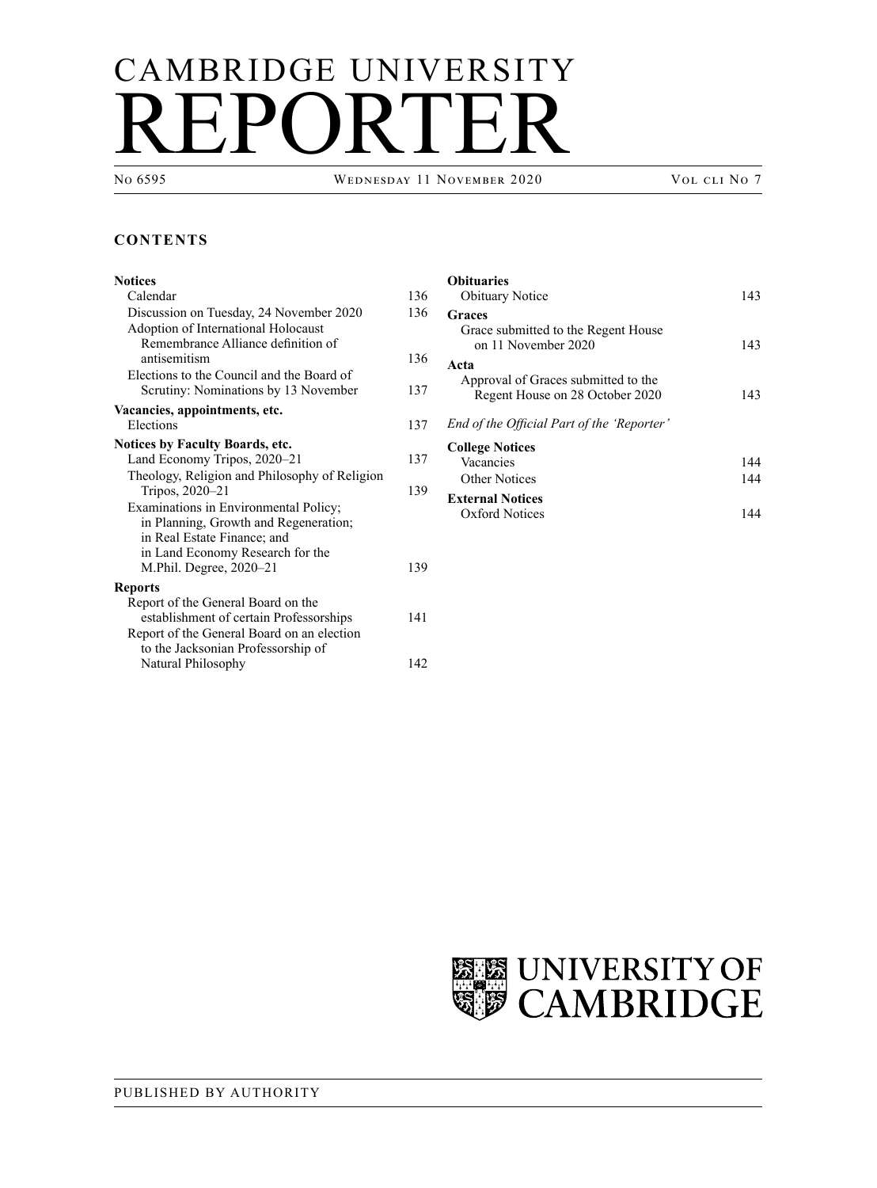# CAMBRIDGE UNIVERSITY REPORTER

No 6595 | Wednesday 11 November 2020 | Vol cli No 7

## CONTENTS

**Notices**
- Calendar 136
- Discussion on Tuesday, 24 November 2020 136
- Adoption of International Holocaust Remembrance Alliance definition of antisemitism 136
- Elections to the Council and the Board of Scrutiny: Nominations by 13 November 137

**Vacancies, appointments, etc.**
- Elections 137

**Notices by Faculty Boards, etc.**
- Land Economy Tripos, 2020–21 137
- Theology, Religion and Philosophy of Religion Tripos, 2020–21 139
- Examinations in Environmental Policy; in Planning, Growth and Regeneration; in Real Estate Finance; and in Land Economy Research for the M.Phil. Degree, 2020–21 139

**Reports**
- Report of the General Board on the establishment of certain Professorships 141
- Report of the General Board on an election to the Jacksonian Professorship of Natural Philosophy 142

**Obituaries**
- Obituary Notice 143

**Graces**
- Grace submitted to the Regent House on 11 November 2020 143

**Acta**
- Approval of Graces submitted to the Regent House on 28 October 2020 143

*End of the Official Part of the 'Reporter'*

**College Notices**
- Vacancies 144
- Other Notices 144

**External Notices**
- Oxford Notices 144

UNIVERSITY OF CAMBRIDGE

PUBLISHED BY AUTHORITY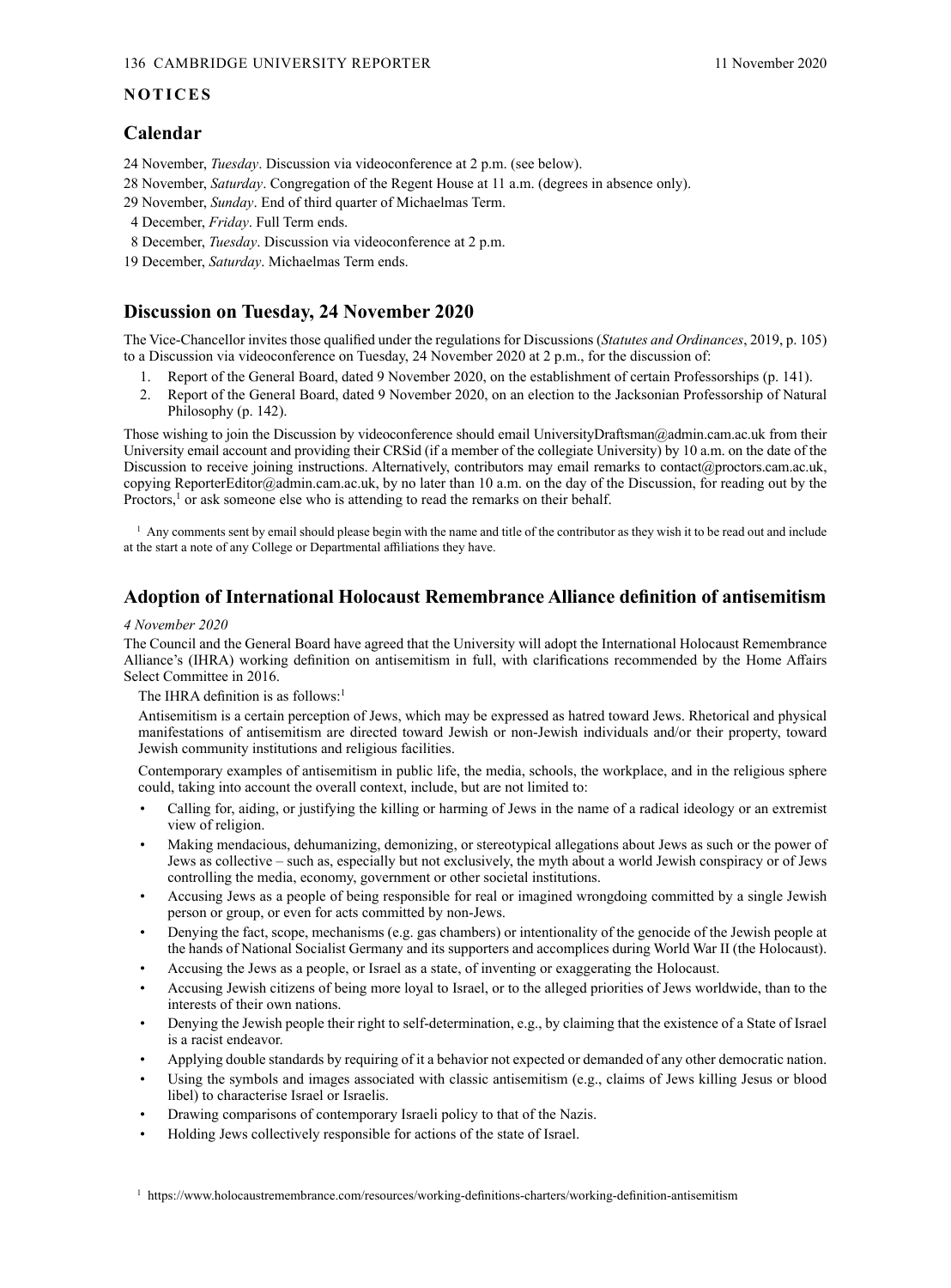## NOTICES

### Calendar

24 November, *Tuesday*. Discussion via videoconference at 2 p.m. (see below).

28 November, *Saturday*. Congregation of the Regent House at 11 a.m. (degrees in absence only).

29 November, *Sunday*. End of third quarter of Michaelmas Term.

4 December, *Friday*. Full Term ends.

8 December, *Tuesday*. Discussion via videoconference at 2 p.m.

19 December, *Saturday*. Michaelmas Term ends.

### Discussion on Tuesday, 24 November 2020

The Vice-Chancellor invites those qualified under the regulations for Discussions (*Statutes and Ordinances*, 2019, p. 105) to a Discussion via videoconference on Tuesday, 24 November 2020 at 2 p.m., for the discussion of:

1. Report of the General Board, dated 9 November 2020, on the establishment of certain Professorships (p. 141).
2. Report of the General Board, dated 9 November 2020, on an election to the Jacksonian Professorship of Natural Philosophy (p. 142).

Those wishing to join the Discussion by videoconference should email UniversityDraftsman@admin.cam.ac.uk from their University email account and providing their CRSid (if a member of the collegiate University) by 10 a.m. on the date of the Discussion to receive joining instructions. Alternatively, contributors may email remarks to contact@proctors.cam.ac.uk, copying ReporterEditor@admin.cam.ac.uk, by no later than 10 a.m. on the day of the Discussion, for reading out by the Proctors,[1] or ask someone else who is attending to read the remarks on their behalf.

[1] Any comments sent by email should please begin with the name and title of the contributor as they wish it to be read out and include at the start a note of any College or Departmental affiliations they have.

### Adoption of International Holocaust Remembrance Alliance definition of antisemitism

*4 November 2020*

The Council and the General Board have agreed that the University will adopt the International Holocaust Remembrance Alliance's (IHRA) working definition on antisemitism in full, with clarifications recommended by the Home Affairs Select Committee in 2016.

The IHRA definition is as follows:[1]

Antisemitism is a certain perception of Jews, which may be expressed as hatred toward Jews. Rhetorical and physical manifestations of antisemitism are directed toward Jewish or non-Jewish individuals and/or their property, toward Jewish community institutions and religious facilities.

Contemporary examples of antisemitism in public life, the media, schools, the workplace, and in the religious sphere could, taking into account the overall context, include, but are not limited to:

- Calling for, aiding, or justifying the killing or harming of Jews in the name of a radical ideology or an extremist view of religion.
- Making mendacious, dehumanizing, demonizing, or stereotypical allegations about Jews as such or the power of Jews as collective – such as, especially but not exclusively, the myth about a world Jewish conspiracy or of Jews controlling the media, economy, government or other societal institutions.
- Accusing Jews as a people of being responsible for real or imagined wrongdoing committed by a single Jewish person or group, or even for acts committed by non-Jews.
- Denying the fact, scope, mechanisms (e.g. gas chambers) or intentionality of the genocide of the Jewish people at the hands of National Socialist Germany and its supporters and accomplices during World War II (the Holocaust).
- Accusing the Jews as a people, or Israel as a state, of inventing or exaggerating the Holocaust.
- Accusing Jewish citizens of being more loyal to Israel, or to the alleged priorities of Jews worldwide, than to the interests of their own nations.
- Denying the Jewish people their right to self-determination, e.g., by claiming that the existence of a State of Israel is a racist endeavor.
- Applying double standards by requiring of it a behavior not expected or demanded of any other democratic nation.
- Using the symbols and images associated with classic antisemitism (e.g., claims of Jews killing Jesus or blood libel) to characterise Israel or Israelis.
- Drawing comparisons of contemporary Israeli policy to that of the Nazis.
- Holding Jews collectively responsible for actions of the state of Israel.

[1] https://www.holocaustremembrance.com/resources/working-definitions-charters/working-definition-antisemitism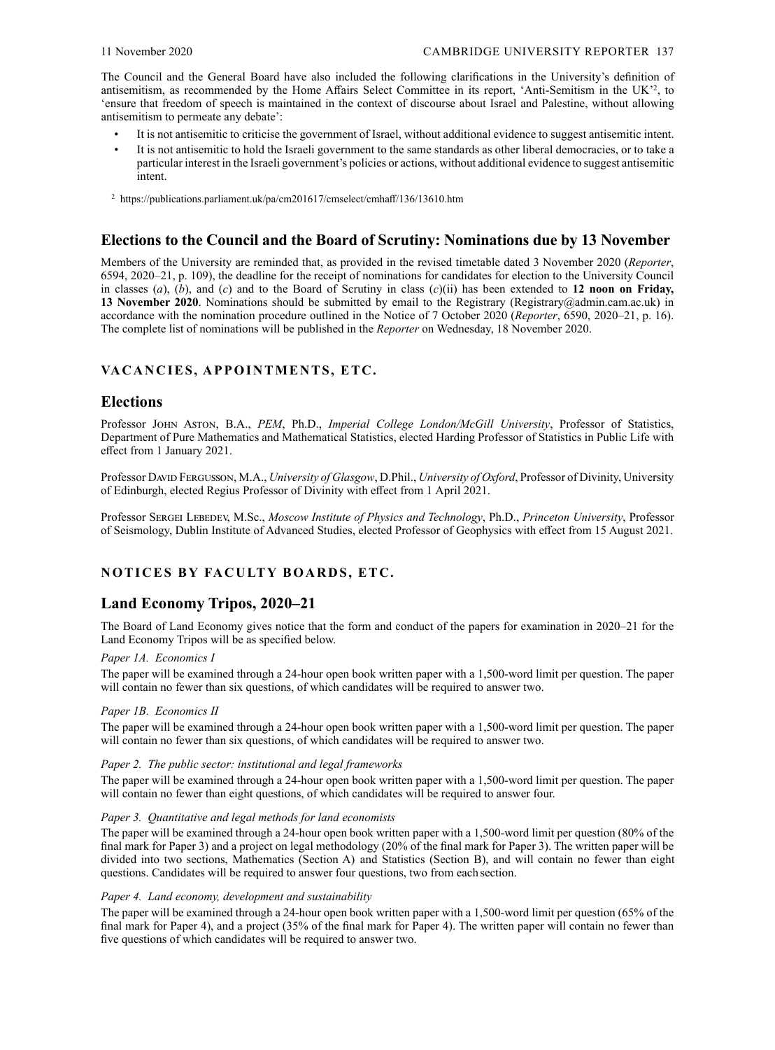The Council and the General Board have also included the following clarifications in the University's definition of antisemitism, as recommended by the Home Affairs Select Committee in its report, 'Anti-Semitism in the UK'[2], to 'ensure that freedom of speech is maintained in the context of discourse about Israel and Palestine, without allowing antisemitism to permeate any debate':

- It is not antisemitic to criticise the government of Israel, without additional evidence to suggest antisemitic intent.
- It is not antisemitic to hold the Israeli government to the same standards as other liberal democracies, or to take a particular interest in the Israeli government's policies or actions, without additional evidence to suggest antisemitic intent.

[2] https://publications.parliament.uk/pa/cm201617/cmselect/cmhaff/136/13610.htm

## Elections to the Council and the Board of Scrutiny: Nominations due by 13 November

Members of the University are reminded that, as provided in the revised timetable dated 3 November 2020 (*Reporter*, 6594, 2020–21, p. 109), the deadline for the receipt of nominations for candidates for election to the University Council in classes (*a*), (*b*), and (*c*) and to the Board of Scrutiny in class (*c*)(ii) has been extended to **12 noon on Friday, 13 November 2020**. Nominations should be submitted by email to the Registrary (Registrary@admin.cam.ac.uk) in accordance with the nomination procedure outlined in the Notice of 7 October 2020 (*Reporter*, 6590, 2020–21, p. 16). The complete list of nominations will be published in the *Reporter* on Wednesday, 18 November 2020.

# VACANCIES, APPOINTMENTS, ETC.

## Elections

Professor John Aston, B.A., *PEM*, Ph.D., *Imperial College London/McGill University*, Professor of Statistics, Department of Pure Mathematics and Mathematical Statistics, elected Harding Professor of Statistics in Public Life with effect from 1 January 2021.

Professor David Fergusson, M.A., *University of Glasgow*, D.Phil., *University of Oxford*, Professor of Divinity, University of Edinburgh, elected Regius Professor of Divinity with effect from 1 April 2021.

Professor Sergei Lebedev, M.Sc., *Moscow Institute of Physics and Technology*, Ph.D., *Princeton University*, Professor of Seismology, Dublin Institute of Advanced Studies, elected Professor of Geophysics with effect from 15 August 2021.

# NOTICES BY FACULTY BOARDS, ETC.

## Land Economy Tripos, 2020–21

The Board of Land Economy gives notice that the form and conduct of the papers for examination in 2020–21 for the Land Economy Tripos will be as specified below.

*Paper 1A. Economics I*

The paper will be examined through a 24-hour open book written paper with a 1,500-word limit per question. The paper will contain no fewer than six questions, of which candidates will be required to answer two.

*Paper 1B. Economics II*

The paper will be examined through a 24-hour open book written paper with a 1,500-word limit per question. The paper will contain no fewer than six questions, of which candidates will be required to answer two.

*Paper 2. The public sector: institutional and legal frameworks*

The paper will be examined through a 24-hour open book written paper with a 1,500-word limit per question. The paper will contain no fewer than eight questions, of which candidates will be required to answer four.

*Paper 3. Quantitative and legal methods for land economists*

The paper will be examined through a 24-hour open book written paper with a 1,500-word limit per question (80% of the final mark for Paper 3) and a project on legal methodology (20% of the final mark for Paper 3). The written paper will be divided into two sections, Mathematics (Section A) and Statistics (Section B), and will contain no fewer than eight questions. Candidates will be required to answer four questions, two from each section.

*Paper 4. Land economy, development and sustainability*

The paper will be examined through a 24-hour open book written paper with a 1,500-word limit per question (65% of the final mark for Paper 4), and a project (35% of the final mark for Paper 4). The written paper will contain no fewer than five questions of which candidates will be required to answer two.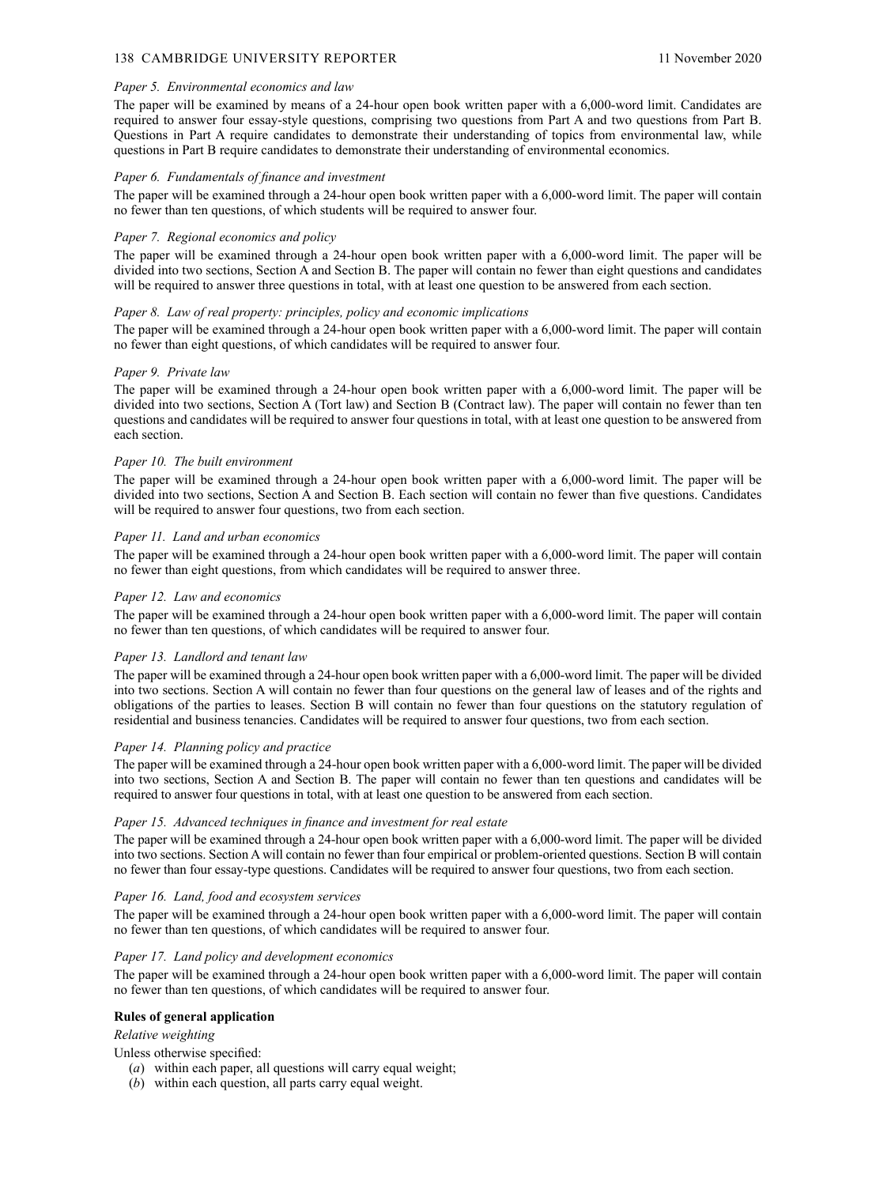*Paper 5. Environmental economics and law*

The paper will be examined by means of a 24-hour open book written paper with a 6,000-word limit. Candidates are required to answer four essay-style questions, comprising two questions from Part A and two questions from Part B. Questions in Part A require candidates to demonstrate their understanding of topics from environmental law, while questions in Part B require candidates to demonstrate their understanding of environmental economics.

*Paper 6. Fundamentals of finance and investment*

The paper will be examined through a 24-hour open book written paper with a 6,000-word limit. The paper will contain no fewer than ten questions, of which students will be required to answer four.

*Paper 7. Regional economics and policy*

The paper will be examined through a 24-hour open book written paper with a 6,000-word limit. The paper will be divided into two sections, Section A and Section B. The paper will contain no fewer than eight questions and candidates will be required to answer three questions in total, with at least one question to be answered from each section.

*Paper 8. Law of real property: principles, policy and economic implications*

The paper will be examined through a 24-hour open book written paper with a 6,000-word limit. The paper will contain no fewer than eight questions, of which candidates will be required to answer four.

*Paper 9. Private law*

The paper will be examined through a 24-hour open book written paper with a 6,000-word limit. The paper will be divided into two sections, Section A (Tort law) and Section B (Contract law). The paper will contain no fewer than ten questions and candidates will be required to answer four questions in total, with at least one question to be answered from each section.

*Paper 10. The built environment*

The paper will be examined through a 24-hour open book written paper with a 6,000-word limit. The paper will be divided into two sections, Section A and Section B. Each section will contain no fewer than five questions. Candidates will be required to answer four questions, two from each section.

*Paper 11. Land and urban economics*

The paper will be examined through a 24-hour open book written paper with a 6,000-word limit. The paper will contain no fewer than eight questions, from which candidates will be required to answer three.

*Paper 12. Law and economics*

The paper will be examined through a 24-hour open book written paper with a 6,000-word limit. The paper will contain no fewer than ten questions, of which candidates will be required to answer four.

*Paper 13. Landlord and tenant law*

The paper will be examined through a 24-hour open book written paper with a 6,000-word limit. The paper will be divided into two sections. Section A will contain no fewer than four questions on the general law of leases and of the rights and obligations of the parties to leases. Section B will contain no fewer than four questions on the statutory regulation of residential and business tenancies. Candidates will be required to answer four questions, two from each section.

*Paper 14. Planning policy and practice*

The paper will be examined through a 24-hour open book written paper with a 6,000-word limit. The paper will be divided into two sections, Section A and Section B. The paper will contain no fewer than ten questions and candidates will be required to answer four questions in total, with at least one question to be answered from each section.

*Paper 15. Advanced techniques in finance and investment for real estate*

The paper will be examined through a 24-hour open book written paper with a 6,000-word limit. The paper will be divided into two sections. Section A will contain no fewer than four empirical or problem-oriented questions. Section B will contain no fewer than four essay-type questions. Candidates will be required to answer four questions, two from each section.

*Paper 16. Land, food and ecosystem services*

The paper will be examined through a 24-hour open book written paper with a 6,000-word limit. The paper will contain no fewer than ten questions, of which candidates will be required to answer four.

*Paper 17. Land policy and development economics*

The paper will be examined through a 24-hour open book written paper with a 6,000-word limit. The paper will contain no fewer than ten questions, of which candidates will be required to answer four.

**Rules of general application**

*Relative weighting*

Unless otherwise specified:

(*a*) within each paper, all questions will carry equal weight;

(*b*) within each question, all parts carry equal weight.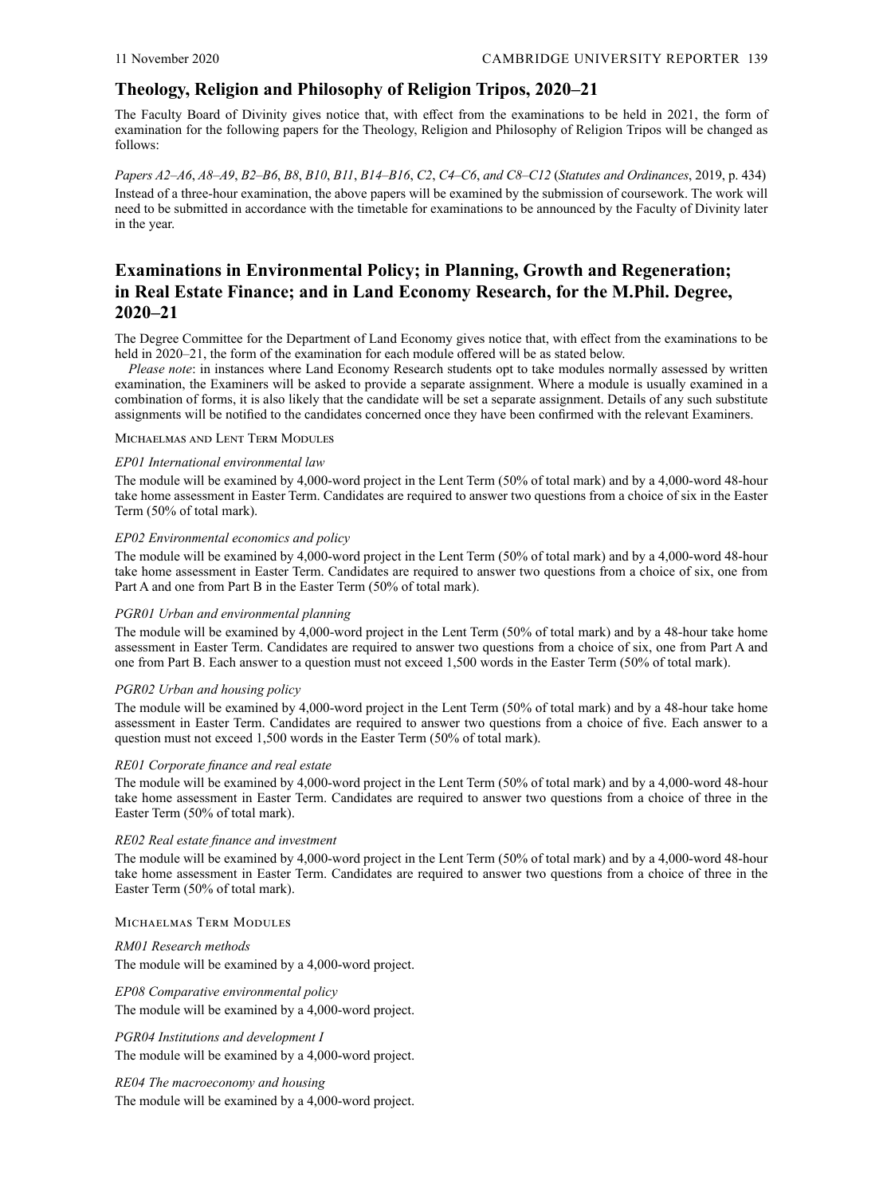## Theology, Religion and Philosophy of Religion Tripos, 2020–21

The Faculty Board of Divinity gives notice that, with effect from the examinations to be held in 2021, the form of examination for the following papers for the Theology, Religion and Philosophy of Religion Tripos will be changed as follows:

*Papers A2–A6*, *A8–A9*, *B2–B6*, *B8*, *B10*, *B11*, *B14–B16*, *C2*, *C4–C6*, *and C8–C12* (*Statutes and Ordinances*, 2019, p. 434)

Instead of a three-hour examination, the above papers will be examined by the submission of coursework. The work will need to be submitted in accordance with the timetable for examinations to be announced by the Faculty of Divinity later in the year.

## Examinations in Environmental Policy; in Planning, Growth and Regeneration; in Real Estate Finance; and in Land Economy Research, for the M.Phil. Degree, 2020–21

The Degree Committee for the Department of Land Economy gives notice that, with effect from the examinations to be held in 2020–21, the form of the examination for each module offered will be as stated below.

*Please note*: in instances where Land Economy Research students opt to take modules normally assessed by written examination, the Examiners will be asked to provide a separate assignment. Where a module is usually examined in a combination of forms, it is also likely that the candidate will be set a separate assignment. Details of any such substitute assignments will be notified to the candidates concerned once they have been confirmed with the relevant Examiners.

Michaelmas and Lent Term Modules

*EP01 International environmental law*

The module will be examined by 4,000-word project in the Lent Term (50% of total mark) and by a 4,000-word 48-hour take home assessment in Easter Term. Candidates are required to answer two questions from a choice of six in the Easter Term (50% of total mark).

*EP02 Environmental economics and policy*

The module will be examined by 4,000-word project in the Lent Term (50% of total mark) and by a 4,000-word 48-hour take home assessment in Easter Term. Candidates are required to answer two questions from a choice of six, one from Part A and one from Part B in the Easter Term (50% of total mark).

*PGR01 Urban and environmental planning*

The module will be examined by 4,000-word project in the Lent Term (50% of total mark) and by a 48-hour take home assessment in Easter Term. Candidates are required to answer two questions from a choice of six, one from Part A and one from Part B. Each answer to a question must not exceed 1,500 words in the Easter Term (50% of total mark).

*PGR02 Urban and housing policy*

The module will be examined by 4,000-word project in the Lent Term (50% of total mark) and by a 48-hour take home assessment in Easter Term. Candidates are required to answer two questions from a choice of five. Each answer to a question must not exceed 1,500 words in the Easter Term (50% of total mark).

*RE01 Corporate finance and real estate*

The module will be examined by 4,000-word project in the Lent Term (50% of total mark) and by a 4,000-word 48-hour take home assessment in Easter Term. Candidates are required to answer two questions from a choice of three in the Easter Term (50% of total mark).

*RE02 Real estate finance and investment*

The module will be examined by 4,000-word project in the Lent Term (50% of total mark) and by a 4,000-word 48-hour take home assessment in Easter Term. Candidates are required to answer two questions from a choice of three in the Easter Term (50% of total mark).

Michaelmas Term Modules

*RM01 Research methods*

The module will be examined by a 4,000-word project.

*EP08 Comparative environmental policy*

The module will be examined by a 4,000-word project.

*PGR04 Institutions and development I*

The module will be examined by a 4,000-word project.

*RE04 The macroeconomy and housing*

The module will be examined by a 4,000-word project.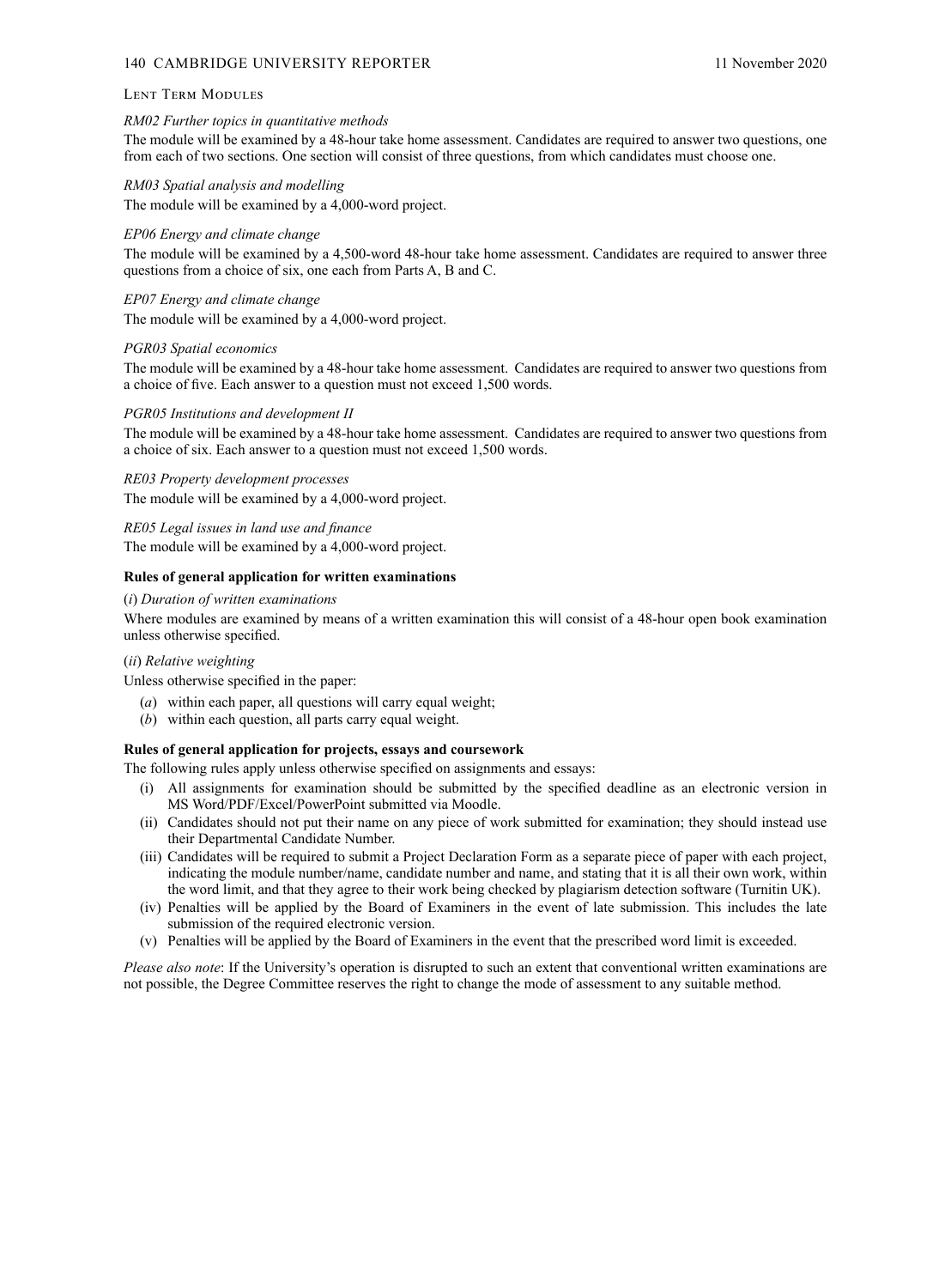### Lent Term Modules

*RM02 Further topics in quantitative methods*

The module will be examined by a 48-hour take home assessment. Candidates are required to answer two questions, one from each of two sections. One section will consist of three questions, from which candidates must choose one.

*RM03 Spatial analysis and modelling*

The module will be examined by a 4,000-word project.

*EP06 Energy and climate change*

The module will be examined by a 4,500-word 48-hour take home assessment. Candidates are required to answer three questions from a choice of six, one each from Parts A, B and C.

*EP07 Energy and climate change*

The module will be examined by a 4,000-word project.

*PGR03 Spatial economics*

The module will be examined by a 48-hour take home assessment. Candidates are required to answer two questions from a choice of five. Each answer to a question must not exceed 1,500 words.

*PGR05 Institutions and development II*

The module will be examined by a 48-hour take home assessment. Candidates are required to answer two questions from a choice of six. Each answer to a question must not exceed 1,500 words.

*RE03 Property development processes*

The module will be examined by a 4,000-word project.

*RE05 Legal issues in land use and finance*

The module will be examined by a 4,000-word project.

**Rules of general application for written examinations**

(*i*) *Duration of written examinations*

Where modules are examined by means of a written examination this will consist of a 48-hour open book examination unless otherwise specified.

(*ii*) *Relative weighting*

Unless otherwise specified in the paper:

- (*a*) within each paper, all questions will carry equal weight;
- (*b*) within each question, all parts carry equal weight.

**Rules of general application for projects, essays and coursework**

The following rules apply unless otherwise specified on assignments and essays:

- (i) All assignments for examination should be submitted by the specified deadline as an electronic version in MS Word/PDF/Excel/PowerPoint submitted via Moodle.
- (ii) Candidates should not put their name on any piece of work submitted for examination; they should instead use their Departmental Candidate Number.
- (iii) Candidates will be required to submit a Project Declaration Form as a separate piece of paper with each project, indicating the module number/name, candidate number and name, and stating that it is all their own work, within the word limit, and that they agree to their work being checked by plagiarism detection software (Turnitin UK).
- (iv) Penalties will be applied by the Board of Examiners in the event of late submission. This includes the late submission of the required electronic version.
- (v) Penalties will be applied by the Board of Examiners in the event that the prescribed word limit is exceeded.

*Please also note*: If the University's operation is disrupted to such an extent that conventional written examinations are not possible, the Degree Committee reserves the right to change the mode of assessment to any suitable method.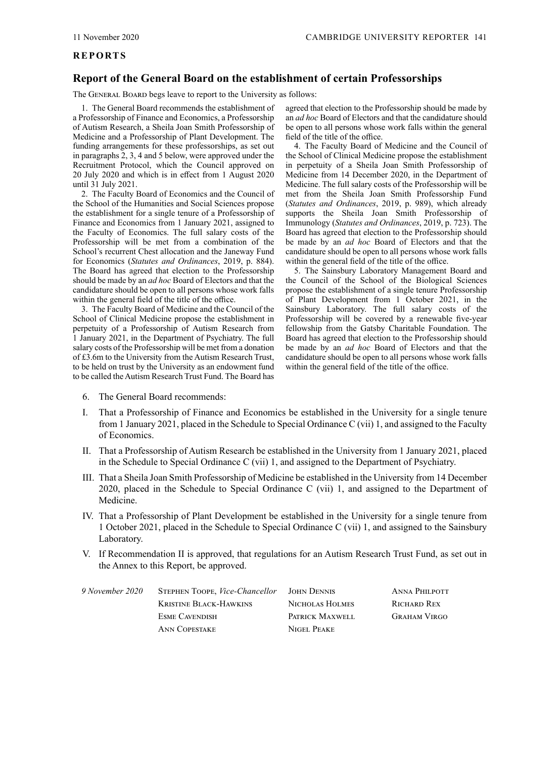## REPORTS

## Report of the General Board on the establishment of certain Professorships

The General Board begs leave to report to the University as follows:

1. The General Board recommends the establishment of a Professorship of Finance and Economics, a Professorship of Autism Research, a Sheila Joan Smith Professorship of Medicine and a Professorship of Plant Development. The funding arrangements for these professorships, as set out in paragraphs 2, 3, 4 and 5 below, were approved under the Recruitment Protocol, which the Council approved on 20 July 2020 and which is in effect from 1 August 2020 until 31 July 2021.

2. The Faculty Board of Economics and the Council of the School of the Humanities and Social Sciences propose the establishment for a single tenure of a Professorship of Finance and Economics from 1 January 2021, assigned to the Faculty of Economics. The full salary costs of the Professorship will be met from a combination of the School's recurrent Chest allocation and the Janeway Fund for Economics (*Statutes and Ordinances*, 2019, p. 884). The Board has agreed that election to the Professorship should be made by an *ad hoc* Board of Electors and that the candidature should be open to all persons whose work falls within the general field of the title of the office.

3. The Faculty Board of Medicine and the Council of the School of Clinical Medicine propose the establishment in perpetuity of a Professorship of Autism Research from 1 January 2021, in the Department of Psychiatry. The full salary costs of the Professorship will be met from a donation of £3.6m to the University from the Autism Research Trust, to be held on trust by the University as an endowment fund to be called the Autism Research Trust Fund. The Board has agreed that election to the Professorship should be made by an *ad hoc* Board of Electors and that the candidature should be open to all persons whose work falls within the general field of the title of the office.

4. The Faculty Board of Medicine and the Council of the School of Clinical Medicine propose the establishment in perpetuity of a Sheila Joan Smith Professorship of Medicine from 14 December 2020, in the Department of Medicine. The full salary costs of the Professorship will be met from the Sheila Joan Smith Professorship Fund (*Statutes and Ordinances*, 2019, p. 989), which already supports the Sheila Joan Smith Professorship of Immunology (*Statutes and Ordinances*, 2019, p. 723). The Board has agreed that election to the Professorship should be made by an *ad hoc* Board of Electors and that the candidature should be open to all persons whose work falls within the general field of the title of the office.

5. The Sainsbury Laboratory Management Board and the Council of the School of the Biological Sciences propose the establishment of a single tenure Professorship of Plant Development from 1 October 2021, in the Sainsbury Laboratory. The full salary costs of the Professorship will be covered by a renewable five-year fellowship from the Gatsby Charitable Foundation. The Board has agreed that election to the Professorship should be made by an *ad hoc* Board of Electors and that the candidature should be open to all persons whose work falls within the general field of the title of the office.

6. The General Board recommends:

I. That a Professorship of Finance and Economics be established in the University for a single tenure from 1 January 2021, placed in the Schedule to Special Ordinance C (vii) 1, and assigned to the Faculty of Economics.

II. That a Professorship of Autism Research be established in the University from 1 January 2021, placed in the Schedule to Special Ordinance C (vii) 1, and assigned to the Department of Psychiatry.

III. That a Sheila Joan Smith Professorship of Medicine be established in the University from 14 December 2020, placed in the Schedule to Special Ordinance C (vii) 1, and assigned to the Department of Medicine.

IV. That a Professorship of Plant Development be established in the University for a single tenure from 1 October 2021, placed in the Schedule to Special Ordinance C (vii) 1, and assigned to the Sainsbury Laboratory.

V. If Recommendation II is approved, that regulations for an Autism Research Trust Fund, as set out in the Annex to this Report, be approved.

*9 November 2020*

Stephen Toope, *Vice-Chancellor*
Kristine Black-Hawkins
Esme Cavendish
Ann Copestake
John Dennis
Nicholas Holmes
Patrick Maxwell
Nigel Peake
Anna Philpott
Richard Rex
Graham Virgo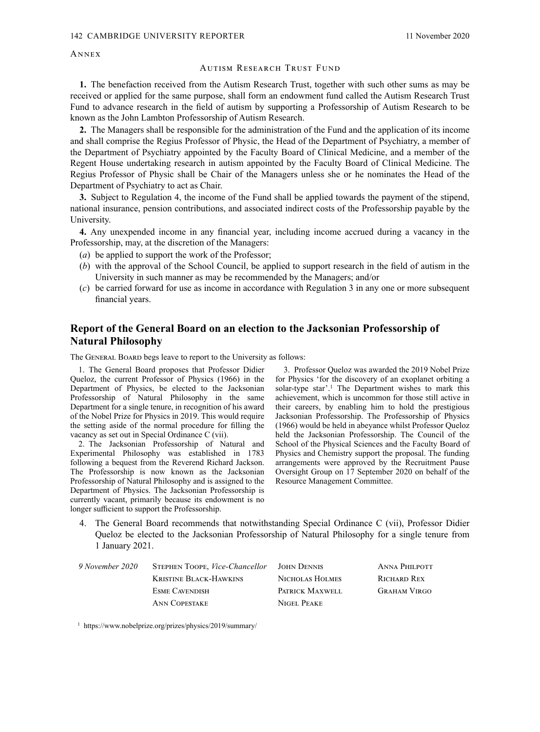Annex

### Autism Research Trust Fund

**1.** The benefaction received from the Autism Research Trust, together with such other sums as may be received or applied for the same purpose, shall form an endowment fund called the Autism Research Trust Fund to advance research in the field of autism by supporting a Professorship of Autism Research to be known as the John Lambton Professorship of Autism Research.

**2.** The Managers shall be responsible for the administration of the Fund and the application of its income and shall comprise the Regius Professor of Physic, the Head of the Department of Psychiatry, a member of the Department of Psychiatry appointed by the Faculty Board of Clinical Medicine, and a member of the Regent House undertaking research in autism appointed by the Faculty Board of Clinical Medicine. The Regius Professor of Physic shall be Chair of the Managers unless she or he nominates the Head of the Department of Psychiatry to act as Chair.

**3.** Subject to Regulation 4, the income of the Fund shall be applied towards the payment of the stipend, national insurance, pension contributions, and associated indirect costs of the Professorship payable by the University.

**4.** Any unexpended income in any financial year, including income accrued during a vacancy in the Professorship, may, at the discretion of the Managers:

(*a*) be applied to support the work of the Professor;

(*b*) with the approval of the School Council, be applied to support research in the field of autism in the University in such manner as may be recommended by the Managers; and/or

(*c*) be carried forward for use as income in accordance with Regulation 3 in any one or more subsequent financial years.

## Report of the General Board on an election to the Jacksonian Professorship of Natural Philosophy

The General Board begs leave to report to the University as follows:

1. The General Board proposes that Professor Didier Queloz, the current Professor of Physics (1966) in the Department of Physics, be elected to the Jacksonian Professorship of Natural Philosophy in the same Department for a single tenure, in recognition of his award of the Nobel Prize for Physics in 2019. This would require the setting aside of the normal procedure for filling the vacancy as set out in Special Ordinance C (vii).

2. The Jacksonian Professorship of Natural and Experimental Philosophy was established in 1783 following a bequest from the Reverend Richard Jackson. The Professorship is now known as the Jacksonian Professorship of Natural Philosophy and is assigned to the Department of Physics. The Jacksonian Professorship is currently vacant, primarily because its endowment is no longer sufficient to support the Professorship.

3. Professor Queloz was awarded the 2019 Nobel Prize for Physics 'for the discovery of an exoplanet orbiting a solar-type star'.[1] The Department wishes to mark this achievement, which is uncommon for those still active in their careers, by enabling him to hold the prestigious Jacksonian Professorship. The Professorship of Physics (1966) would be held in abeyance whilst Professor Queloz held the Jacksonian Professorship. The Council of the School of the Physical Sciences and the Faculty Board of Physics and Chemistry support the proposal. The funding arrangements were approved by the Recruitment Pause Oversight Group on 17 September 2020 on behalf of the Resource Management Committee.

4. The General Board recommends that notwithstanding Special Ordinance C (vii), Professor Didier Queloz be elected to the Jacksonian Professorship of Natural Philosophy for a single tenure from 1 January 2021.

*9 November 2020*

Stephen Toope, *Vice-Chancellor*
Kristine Black-Hawkins
Esme Cavendish
Ann Copestake
John Dennis
Nicholas Holmes
Patrick Maxwell
Nigel Peake
Anna Philpott
Richard Rex
Graham Virgo

[1] https://www.nobelprize.org/prizes/physics/2019/summary/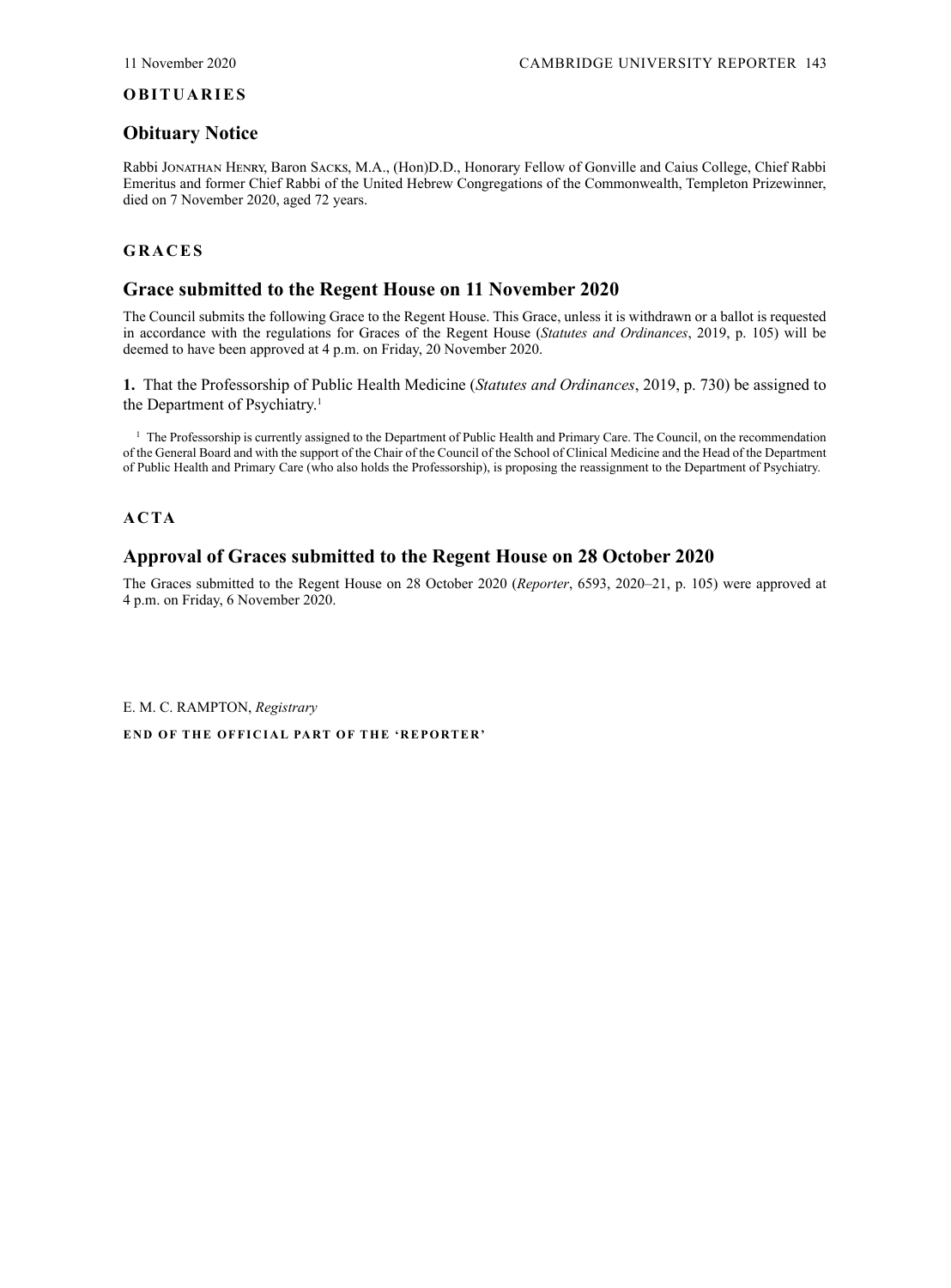# OBITUARIES

## Obituary Notice

Rabbi Jonathan Henry, Baron Sacks, M.A., (Hon)D.D., Honorary Fellow of Gonville and Caius College, Chief Rabbi Emeritus and former Chief Rabbi of the United Hebrew Congregations of the Commonwealth, Templeton Prizewinner, died on 7 November 2020, aged 72 years.

# GRACES

## Grace submitted to the Regent House on 11 November 2020

The Council submits the following Grace to the Regent House. This Grace, unless it is withdrawn or a ballot is requested in accordance with the regulations for Graces of the Regent House (*Statutes and Ordinances*, 2019, p. 105) will be deemed to have been approved at 4 p.m. on Friday, 20 November 2020.

**1.** That the Professorship of Public Health Medicine (*Statutes and Ordinances*, 2019, p. 730) be assigned to the Department of Psychiatry.[1]

[1] The Professorship is currently assigned to the Department of Public Health and Primary Care. The Council, on the recommendation of the General Board and with the support of the Chair of the Council of the School of Clinical Medicine and the Head of the Department of Public Health and Primary Care (who also holds the Professorship), is proposing the reassignment to the Department of Psychiatry.

# ACTA

## Approval of Graces submitted to the Regent House on 28 October 2020

The Graces submitted to the Regent House on 28 October 2020 (*Reporter*, 6593, 2020–21, p. 105) were approved at 4 p.m. on Friday, 6 November 2020.

E. M. C. RAMPTON, *Registrary*

**END OF THE OFFICIAL PART OF THE 'REPORTER'**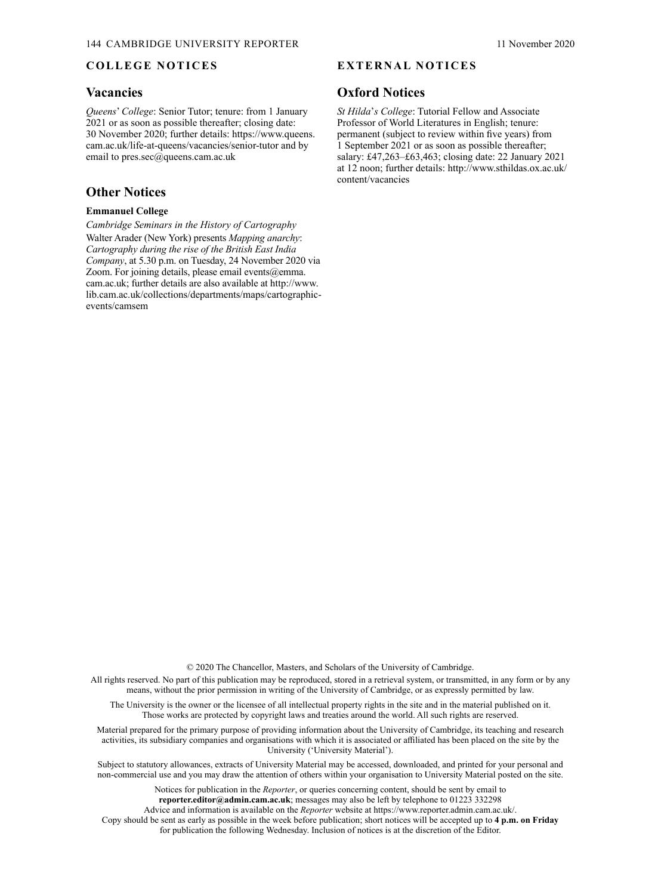## COLLEGE NOTICES

### Vacancies

*Queens' College*: Senior Tutor; tenure: from 1 January 2021 or as soon as possible thereafter; closing date: 30 November 2020; further details: https://www.queens.cam.ac.uk/life-at-queens/vacancies/senior-tutor and by email to pres.sec@queens.cam.ac.uk

### Other Notices

**Emmanuel College**

*Cambridge Seminars in the History of Cartography*

Walter Arader (New York) presents *Mapping anarchy*: *Cartography during the rise of the British East India Company*, at 5.30 p.m. on Tuesday, 24 November 2020 via Zoom. For joining details, please email events@emma.cam.ac.uk; further details are also available at http://www.lib.cam.ac.uk/collections/departments/maps/cartographic-events/camsem

## EXTERNAL NOTICES

### Oxford Notices

*St Hilda's College*: Tutorial Fellow and Associate Professor of World Literatures in English; tenure: permanent (subject to review within five years) from 1 September 2021 or as soon as possible thereafter; salary: £47,263–£63,463; closing date: 22 January 2021 at 12 noon; further details: http://www.sthildas.ox.ac.uk/content/vacancies

© 2020 The Chancellor, Masters, and Scholars of the University of Cambridge.

All rights reserved. No part of this publication may be reproduced, stored in a retrieval system, or transmitted, in any form or by any means, without the prior permission in writing of the University of Cambridge, or as expressly permitted by law.

The University is the owner or the licensee of all intellectual property rights in the site and in the material published on it. Those works are protected by copyright laws and treaties around the world. All such rights are reserved.

Material prepared for the primary purpose of providing information about the University of Cambridge, its teaching and research activities, its subsidiary companies and organisations with which it is associated or affiliated has been placed on the site by the University ('University Material').

Subject to statutory allowances, extracts of University Material may be accessed, downloaded, and printed for your personal and non-commercial use and you may draw the attention of others within your organisation to University Material posted on the site.

Notices for publication in the *Reporter*, or queries concerning content, should be sent by email to **reporter.editor@admin.cam.ac.uk**; messages may also be left by telephone to 01223 332298

Advice and information is available on the *Reporter* website at https://www.reporter.admin.cam.ac.uk/.

Copy should be sent as early as possible in the week before publication; short notices will be accepted up to **4 p.m. on Friday** for publication the following Wednesday. Inclusion of notices is at the discretion of the Editor.